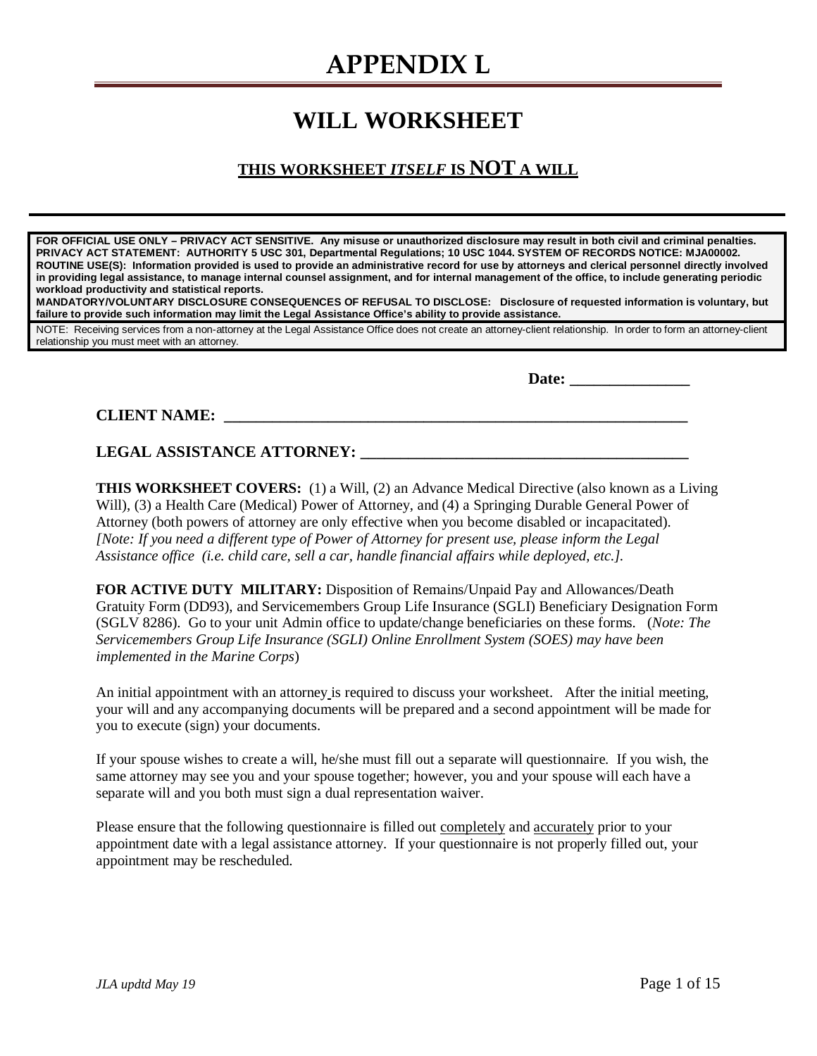# APPENDIX L

## WILL WORKSHEET

**THIS WORKSHEET *ITSELF* IS NOT A WILL**

---

**FOR OFFICIAL USE ONLY – PRIVACY ACT SENSITIVE. Any misuse or unauthorized disclosure may result in both civil and criminal penalties.**
**PRIVACY ACT STATEMENT: AUTHORITY 5 USC 301, Departmental Regulations; 10 USC 1044. SYSTEM OF RECORDS NOTICE: MJA00002.**
**ROUTINE USE(S): Information provided is used to provide an administrative record for use by attorneys and clerical personnel directly involved in providing legal assistance, to manage internal counsel assignment, and for internal management of the office, to include generating periodic workload productivity and statistical reports.**
**MANDATORY/VOLUNTARY DISCLOSURE CONSEQUENCES OF REFUSAL TO DISCLOSE: Disclosure of requested information is voluntary, but failure to provide such information may limit the Legal Assistance Office's ability to provide assistance.**

NOTE: Receiving services from a non-attorney at the Legal Assistance Office does not create an attorney-client relationship. In order to form an attorney-client relationship you must meet with an attorney.

**Date: _______________**

**CLIENT NAME: ____________________________________________________________**

**LEGAL ASSISTANCE ATTORNEY: __________________________________________**

**THIS WORKSHEET COVERS:** (1) a Will, (2) an Advance Medical Directive (also known as a Living Will), (3) a Health Care (Medical) Power of Attorney, and (4) a Springing Durable General Power of Attorney (both powers of attorney are only effective when you become disabled or incapacitated). *[Note: If you need a different type of Power of Attorney for present use, please inform the Legal Assistance office (i.e. child care, sell a car, handle financial affairs while deployed, etc.].*

**FOR ACTIVE DUTY MILITARY:** Disposition of Remains/Unpaid Pay and Allowances/Death Gratuity Form (DD93), and Servicemembers Group Life Insurance (SGLI) Beneficiary Designation Form (SGLV 8286). Go to your unit Admin office to update/change beneficiaries on these forms. (*Note: The Servicemembers Group Life Insurance (SGLI) Online Enrollment System (SOES) may have been implemented in the Marine Corps*)

An initial appointment with an attorney is required to discuss your worksheet. After the initial meeting, your will and any accompanying documents will be prepared and a second appointment will be made for you to execute (sign) your documents.

If your spouse wishes to create a will, he/she must fill out a separate will questionnaire. If you wish, the same attorney may see you and your spouse together; however, you and your spouse will each have a separate will and you both must sign a dual representation waiver.

Please ensure that the following questionnaire is filled out completely and accurately prior to your appointment date with a legal assistance attorney. If your questionnaire is not properly filled out, your appointment may be rescheduled.

*JLA updtd May 19*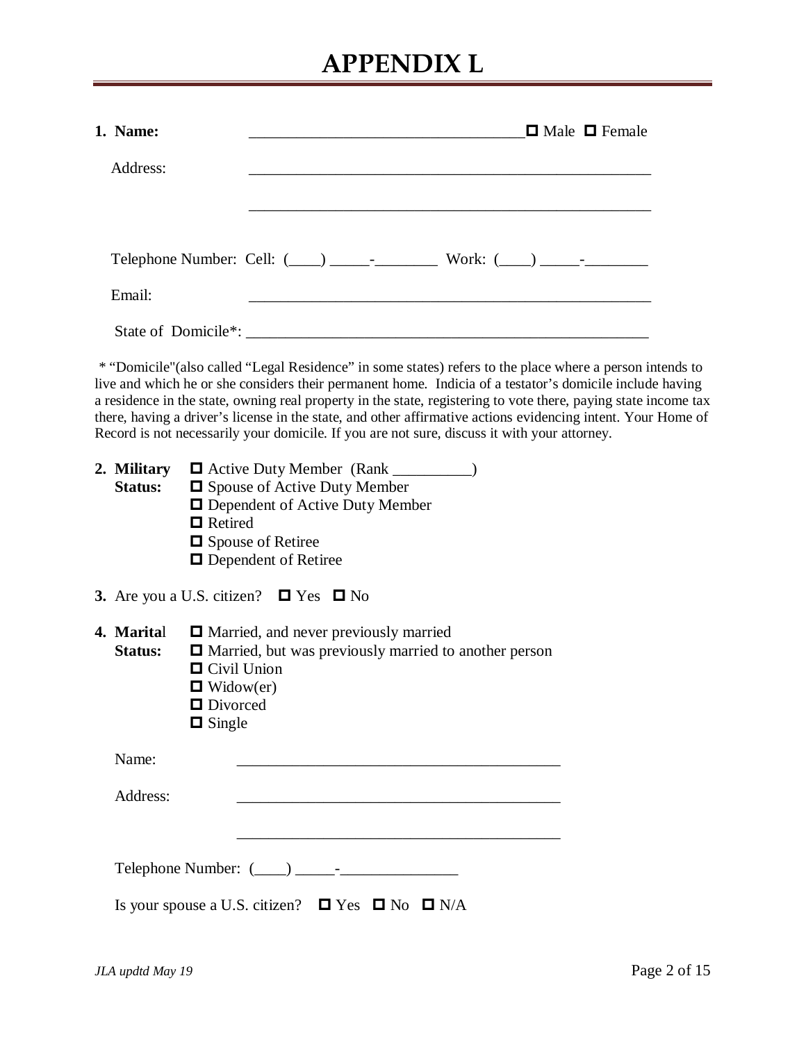# APPENDIX L

**1. Name:** ___________________________________ ☐ Male ☐ Female

Address: _____________________________________________________

_____________________________________________________

Telephone Number: Cell: (____) _____-________ Work: (____) _____-________

Email: _____________________________________________________

State of Domicile*: _____________________________________________________

* "Domicile"(also called "Legal Residence" in some states) refers to the place where a person intends to live and which he or she considers their permanent home. Indicia of a testator's domicile include having a residence in the state, owning real property in the state, registering to vote there, paying state income tax there, having a driver's license in the state, and other affirmative actions evidencing intent. Your Home of Record is not necessarily your domicile. If you are not sure, discuss it with your attorney.

**2. Military Status:**

- ☐ Active Duty Member (Rank __________)
- ☐ Spouse of Active Duty Member
- ☐ Dependent of Active Duty Member
- ☐ Retired
- ☐ Spouse of Retiree
- ☐ Dependent of Retiree

**3.** Are you a U.S. citizen? ☐ Yes ☐ No

**4. Marital Status:**

- ☐ Married, and never previously married
- ☐ Married, but was previously married to another person
- ☐ Civil Union
- ☐ Widow(er)
- ☐ Divorced
- ☐ Single

Name: __________________________________________

Address: __________________________________________

__________________________________________

Telephone Number: (____) _____-_______________

Is your spouse a U.S. citizen? ☐ Yes ☐ No ☐ N/A

*JLA updtd May 19*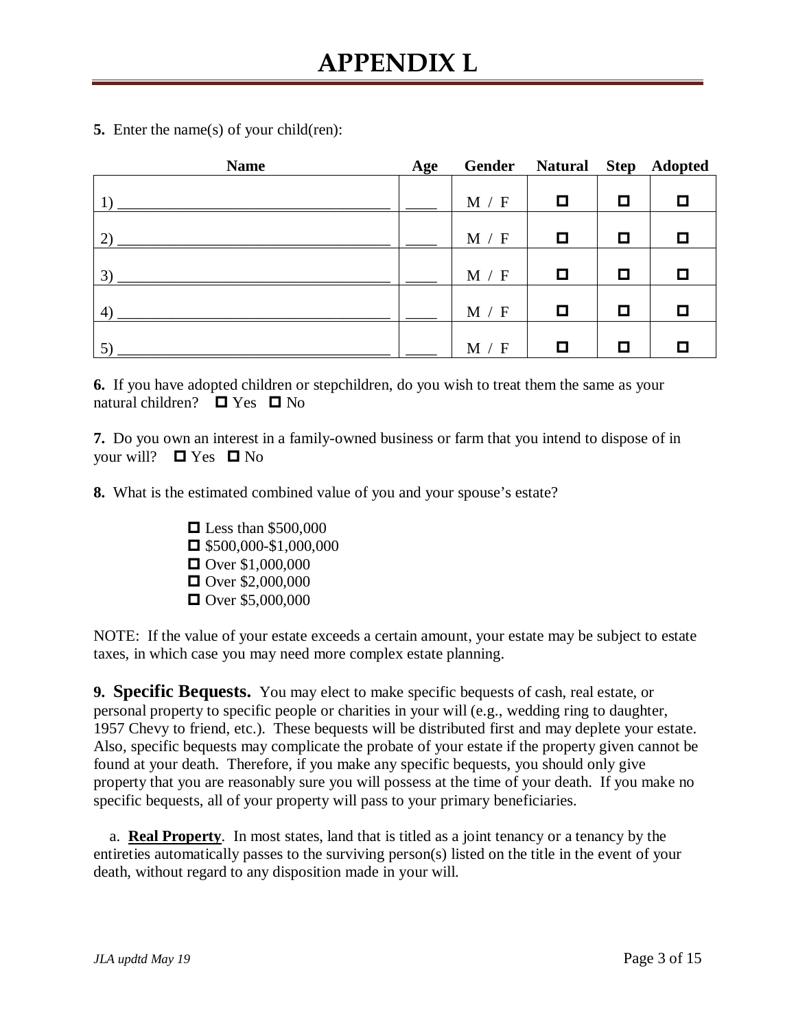# APPENDIX L

**5.** Enter the name(s) of your child(ren):

| Name | Age | Gender | Natural | Step | Adopted |
|---|---|---|---|---|---|
| 1) ___________________________________ | ____ | M / F | ☐ | ☐ | ☐ |
| 2) ___________________________________ | ____ | M / F | ☐ | ☐ | ☐ |
| 3) ___________________________________ | ____ | M / F | ☐ | ☐ | ☐ |
| 4) ___________________________________ | ____ | M / F | ☐ | ☐ | ☐ |
| 5) ___________________________________ | ____ | M / F | ☐ | ☐ | ☐ |

**6.** If you have adopted children or stepchildren, do you wish to treat them the same as your natural children? ☐ Yes ☐ No

**7.** Do you own an interest in a family-owned business or farm that you intend to dispose of in your will? ☐ Yes ☐ No

**8.** What is the estimated combined value of you and your spouse's estate?

- ☐ Less than $500,000
- ☐ $500,000-$1,000,000
- ☐ Over $1,000,000
- ☐ Over $2,000,000
- ☐ Over $5,000,000

NOTE: If the value of your estate exceeds a certain amount, your estate may be subject to estate taxes, in which case you may need more complex estate planning.

**9. Specific Bequests.** You may elect to make specific bequests of cash, real estate, or personal property to specific people or charities in your will (e.g., wedding ring to daughter, 1957 Chevy to friend, etc.). These bequests will be distributed first and may deplete your estate. Also, specific bequests may complicate the probate of your estate if the property given cannot be found at your death. Therefore, if you make any specific bequests, you should only give property that you are reasonably sure you will possess at the time of your death. If you make no specific bequests, all of your property will pass to your primary beneficiaries.

a. **Real Property**. In most states, land that is titled as a joint tenancy or a tenancy by the entireties automatically passes to the surviving person(s) listed on the title in the event of your death, without regard to any disposition made in your will.

*JLA updtd May 19*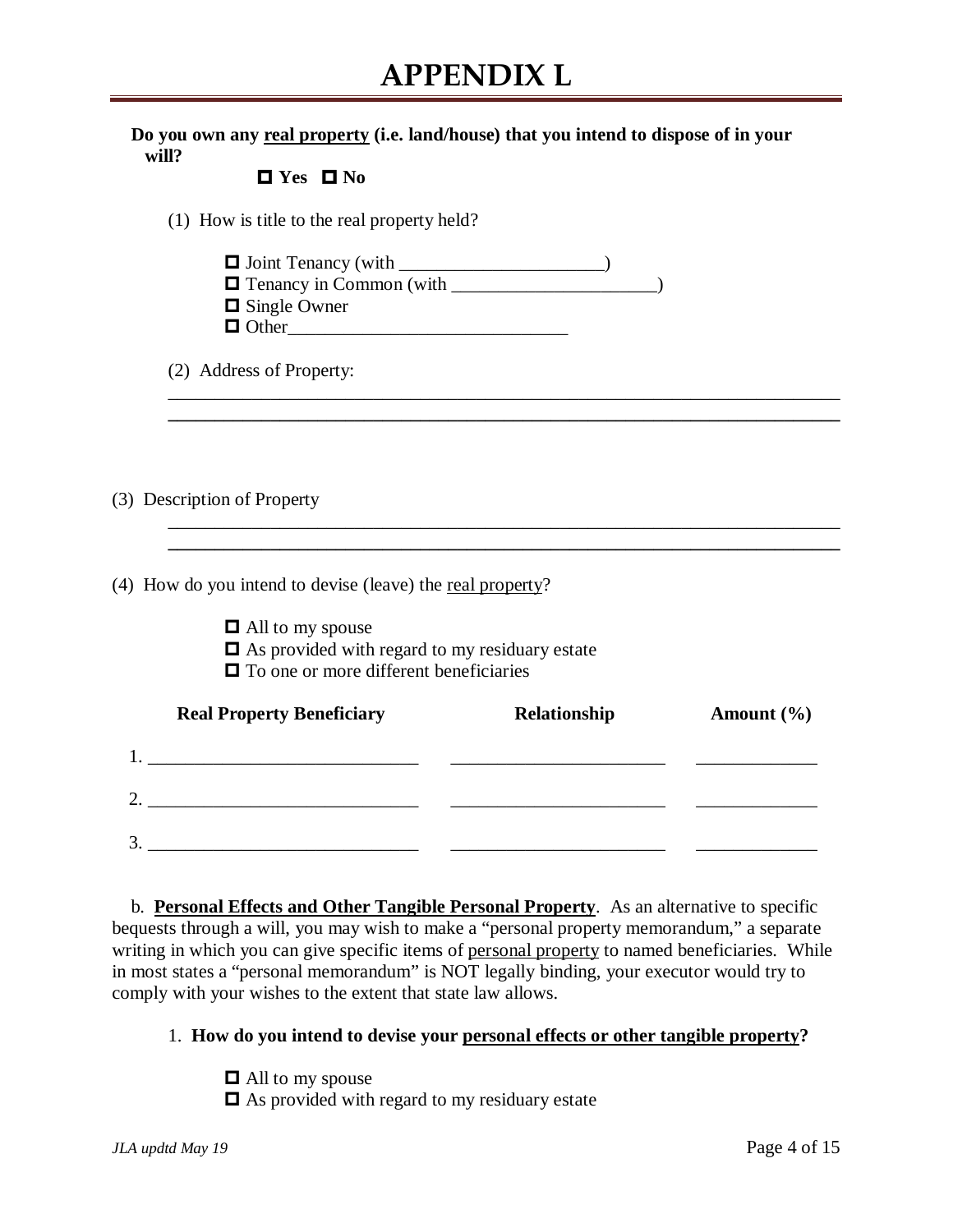# APPENDIX L

**Do you own any real property (i.e. land/house) that you intend to dispose of in your will?**

☐ **Yes** ☐ **No**

(1) How is title to the real property held?

- ☐ Joint Tenancy (with ______________________)
- ☐ Tenancy in Common (with ______________________)
- ☐ Single Owner
- ☐ Other______________________________

(2) Address of Property:

___________________________________________________________________________

___________________________________________________________________________

(3) Description of Property

___________________________________________________________________________

___________________________________________________________________________

(4) How do you intend to devise (leave) the real property?

- ☐ All to my spouse
- ☐ As provided with regard to my residuary estate
- ☐ To one or more different beneficiaries

| Real Property Beneficiary | Relationship | Amount (%) |
|---|---|---|
| 1. ____________________________ | ______________________ | ____________ |
| 2. ____________________________ | ______________________ | ____________ |
| 3. ____________________________ | ______________________ | ____________ |

b. **Personal Effects and Other Tangible Personal Property**. As an alternative to specific bequests through a will, you may wish to make a "personal property memorandum," a separate writing in which you can give specific items of personal property to named beneficiaries. While in most states a "personal memorandum" is NOT legally binding, your executor would try to comply with your wishes to the extent that state law allows.

1. **How do you intend to devise your personal effects or other tangible property?**

- ☐ All to my spouse
- ☐ As provided with regard to my residuary estate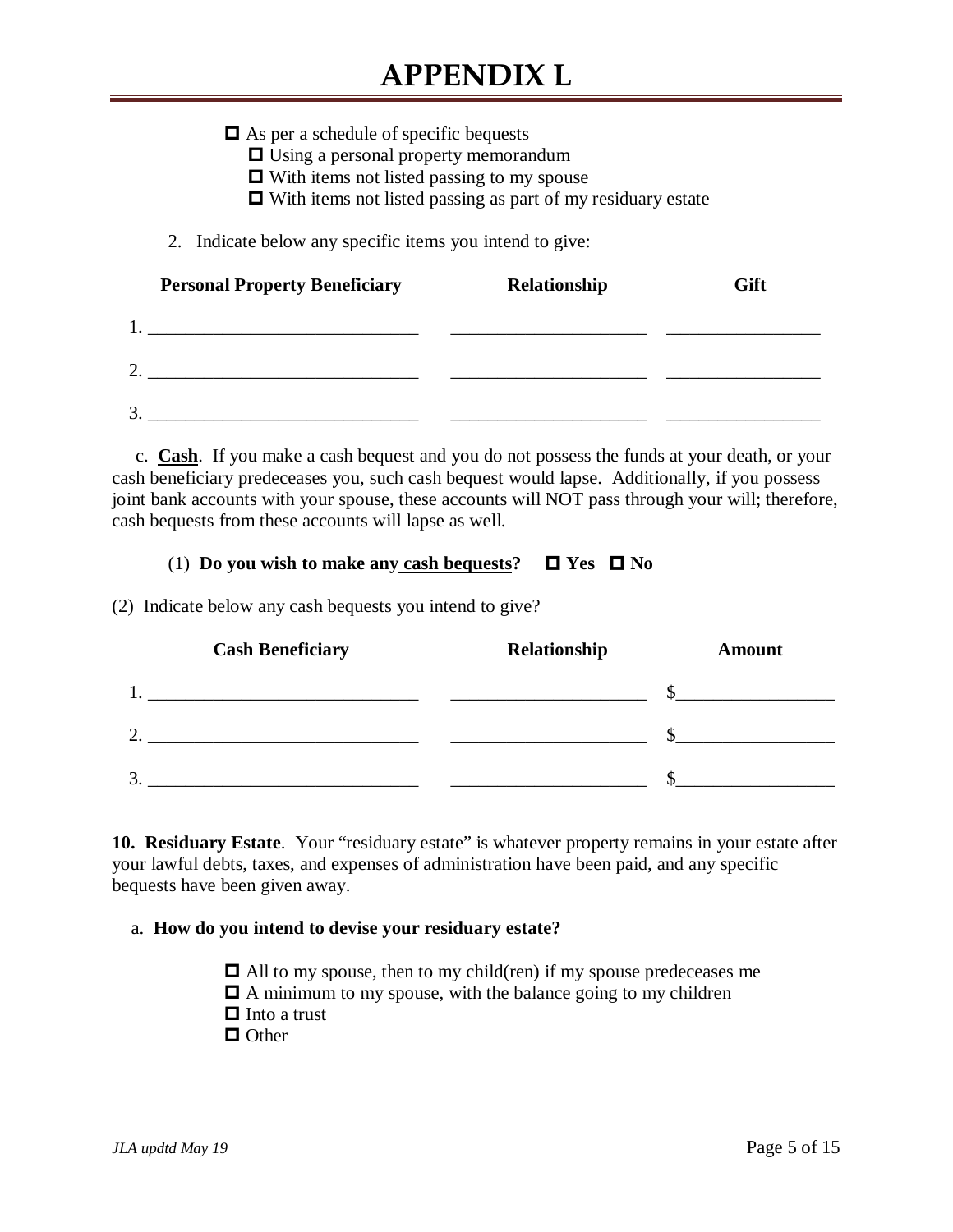- ☐ As per a schedule of specific bequests
  - ☐ Using a personal property memorandum
  - ☐ With items not listed passing to my spouse
  - ☐ With items not listed passing as part of my residuary estate

2. Indicate below any specific items you intend to give:

| Personal Property Beneficiary | Relationship | Gift |
|---|---|---|
| 1. ____________________________ | ____________________ | _______________ |
| 2. ____________________________ | ____________________ | _______________ |
| 3. ____________________________ | ____________________ | _______________ |

c. **Cash**. If you make a cash bequest and you do not possess the funds at your death, or your cash beneficiary predeceases you, such cash bequest would lapse. Additionally, if you possess joint bank accounts with your spouse, these accounts will NOT pass through your will; therefore, cash bequests from these accounts will lapse as well.

(1) **Do you wish to make any cash bequests?** ☐ **Yes** ☐ **No**

(2) Indicate below any cash bequests you intend to give?

| Cash Beneficiary | Relationship | Amount |
|---|---|---|
| 1. ____________________________ | ____________________ | $_______________ |
| 2. ____________________________ | ____________________ | $_______________ |
| 3. ____________________________ | ____________________ | $_______________ |

**10. Residuary Estate**. Your "residuary estate" is whatever property remains in your estate after your lawful debts, taxes, and expenses of administration have been paid, and any specific bequests have been given away.

a. **How do you intend to devise your residuary estate?**

- ☐ All to my spouse, then to my child(ren) if my spouse predeceases me
- ☐ A minimum to my spouse, with the balance going to my children
- ☐ Into a trust
- ☐ Other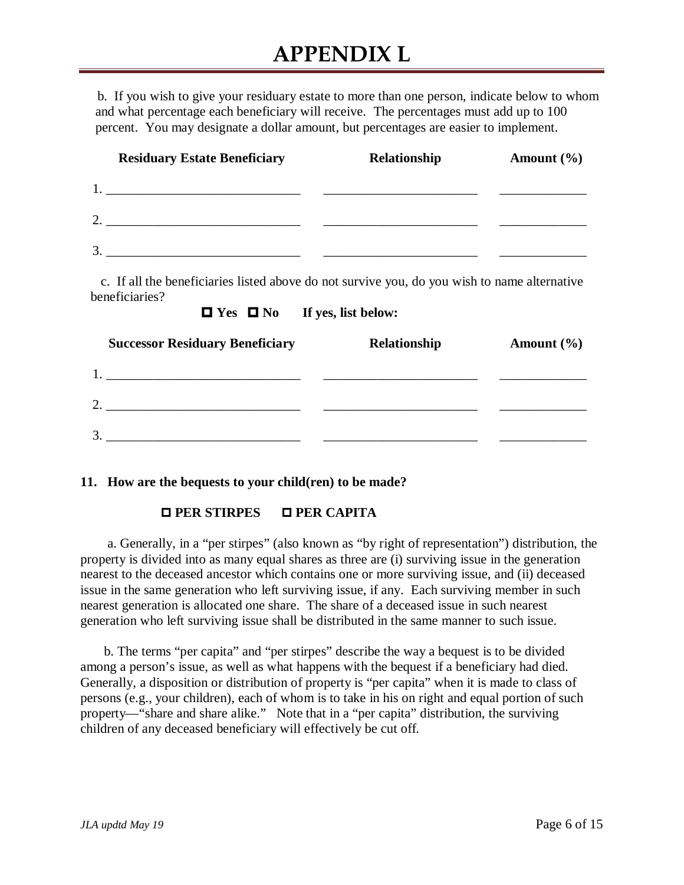# APPENDIX L

b. If you wish to give your residuary estate to more than one person, indicate below to whom and what percentage each beneficiary will receive. The percentages must add up to 100 percent. You may designate a dollar amount, but percentages are easier to implement.

| Residuary Estate Beneficiary | Relationship | Amount (%) |
|---|---|---|
| 1. ____________________________ | ______________________ | ____________ |
| 2. ____________________________ | ______________________ | ____________ |
| 3. ____________________________ | ______________________ | ____________ |

c. If all the beneficiaries listed above do not survive you, do you wish to name alternative beneficiaries?

**☐ Yes ☐ No If yes, list below:**

| Successor Residuary Beneficiary | Relationship | Amount (%) |
|---|---|---|
| 1. ____________________________ | ______________________ | ____________ |
| 2. ____________________________ | ______________________ | ____________ |
| 3. ____________________________ | ______________________ | ____________ |

**11. How are the bequests to your child(ren) to be made?**

**☐ PER STIRPES ☐ PER CAPITA**

a. Generally, in a "per stirpes" (also known as "by right of representation") distribution, the property is divided into as many equal shares as three are (i) surviving issue in the generation nearest to the deceased ancestor which contains one or more surviving issue, and (ii) deceased issue in the same generation who left surviving issue, if any. Each surviving member in such nearest generation is allocated one share. The share of a deceased issue in such nearest generation who left surviving issue shall be distributed in the same manner to such issue.

b. The terms "per capita" and "per stirpes" describe the way a bequest is to be divided among a person's issue, as well as what happens with the bequest if a beneficiary had died. Generally, a disposition or distribution of property is "per capita" when it is made to class of persons (e.g., your children), each of whom is to take in his on right and equal portion of such property—"share and share alike." Note that in a "per capita" distribution, the surviving children of any deceased beneficiary will effectively be cut off.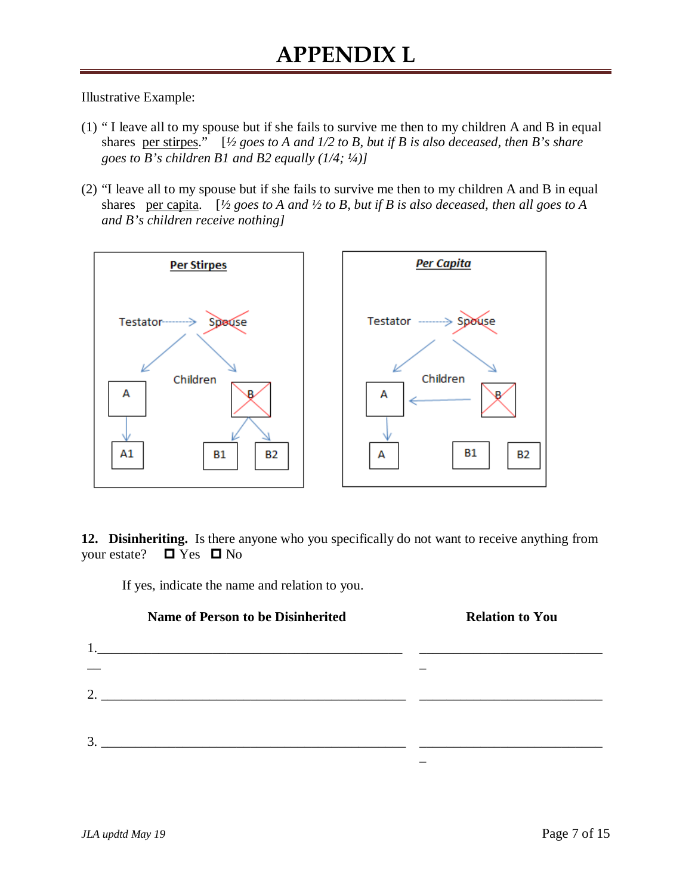# APPENDIX L

Illustrative Example:

(1) " I leave all to my spouse but if she fails to survive me then to my children A and B in equal shares per stirpes." [*½ goes to A and 1/2 to B, but if B is also deceased, then B's share goes to B's children B1 and B2 equally (1/4; ¼)]*

(2) "I leave all to my spouse but if she fails to survive me then to my children A and B in equal shares per capita. [*½ goes to A and ½ to B, but if B is also deceased, then all goes to A and B's children receive nothing]*

**12. Disinheriting.** Is there anyone who you specifically do not want to receive anything from your estate? ☐ Yes ☐ No

If yes, indicate the name and relation to you.

| Name of Person to be Disinherited | Relation to You |
| --- | --- |
| 1. | |
| 2. | |
| 3. | |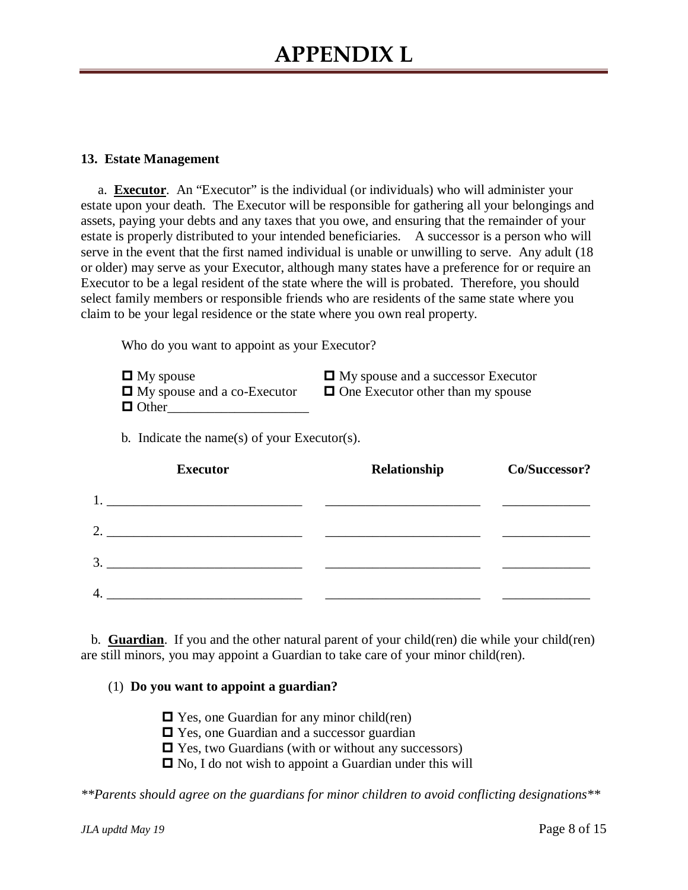# APPENDIX L

**13. Estate Management**

a. **Executor**. An "Executor" is the individual (or individuals) who will administer your estate upon your death. The Executor will be responsible for gathering all your belongings and assets, paying your debts and any taxes that you owe, and ensuring that the remainder of your estate is properly distributed to your intended beneficiaries. A successor is a person who will serve in the event that the first named individual is unable or unwilling to serve. Any adult (18 or older) may serve as your Executor, although many states have a preference for or require an Executor to be a legal resident of the state where the will is probated. Therefore, you should select family members or responsible friends who are residents of the same state where you claim to be your legal residence or the state where you own real property.

Who do you want to appoint as your Executor?

- ☐ My spouse
- ☐ My spouse and a successor Executor
- ☐ My spouse and a co-Executor
- ☐ One Executor other than my spouse
- ☐ Other_____________________

b. Indicate the name(s) of your Executor(s).

| Executor | Relationship | Co/Successor? |
|---|---|---|
| 1. ____________________________ | _______________________ | _____________ |
| 2. ____________________________ | _______________________ | _____________ |
| 3. ____________________________ | _______________________ | _____________ |
| 4. ____________________________ | _______________________ | _____________ |

b. **Guardian**. If you and the other natural parent of your child(ren) die while your child(ren) are still minors, you may appoint a Guardian to take care of your minor child(ren).

(1) **Do you want to appoint a guardian?**

- ☐ Yes, one Guardian for any minor child(ren)
- ☐ Yes, one Guardian and a successor guardian
- ☐ Yes, two Guardians (with or without any successors)
- ☐ No, I do not wish to appoint a Guardian under this will

*\*\*Parents should agree on the guardians for minor children to avoid conflicting designations\*\**

*JLA updtd May 19*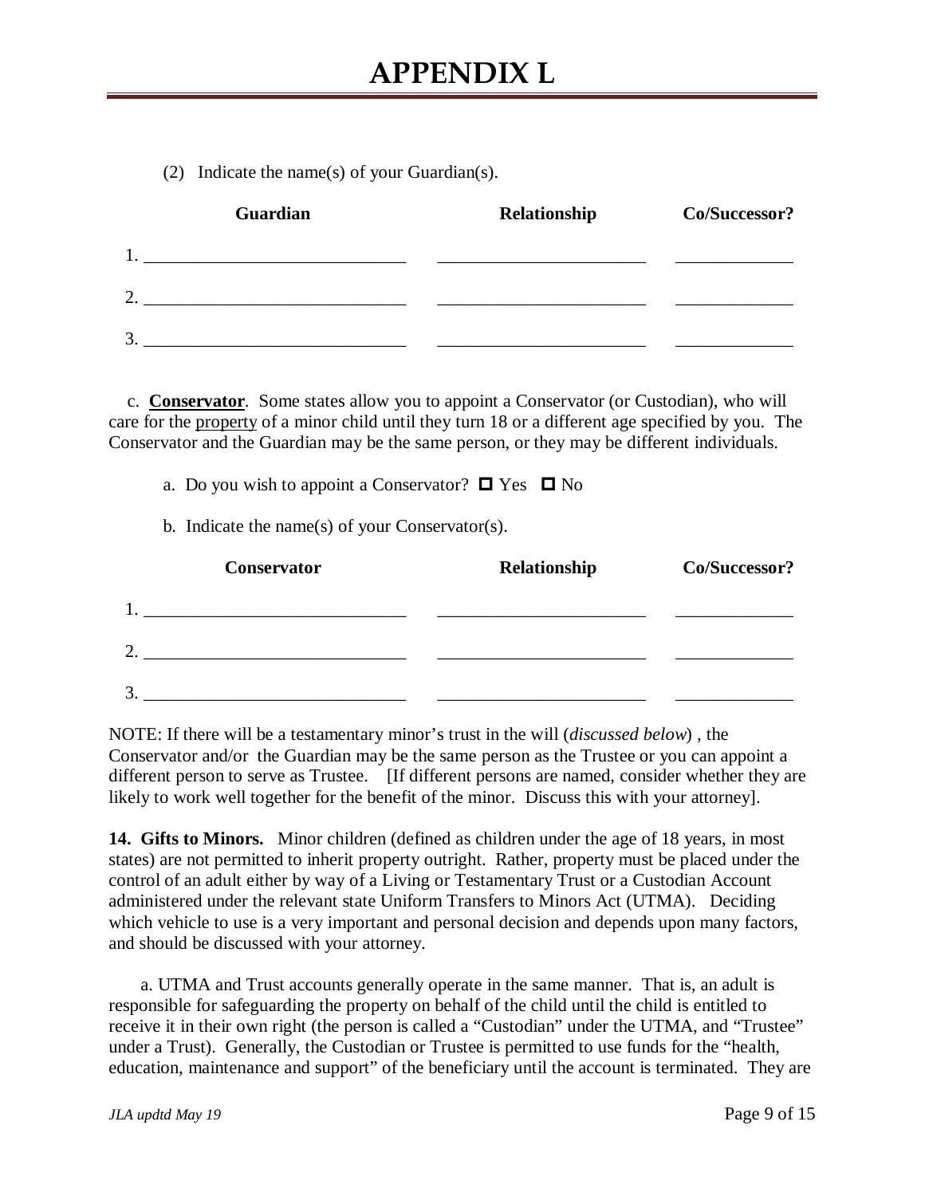# APPENDIX L

(2) Indicate the name(s) of your Guardian(s).

| Guardian | Relationship | Co/Successor? |
|---|---|---|
| 1. ____________________ | ____________________ | __________ |
| 2. ____________________ | ____________________ | __________ |
| 3. ____________________ | ____________________ | __________ |

c. **Conservator**. Some states allow you to appoint a Conservator (or Custodian), who will care for the property of a minor child until they turn 18 or a different age specified by you. The Conservator and the Guardian may be the same person, or they may be different individuals.

a. Do you wish to appoint a Conservator? ☐ Yes ☐ No

b. Indicate the name(s) of your Conservator(s).

| Conservator | Relationship | Co/Successor? |
|---|---|---|
| 1. ____________________ | ____________________ | __________ |
| 2. ____________________ | ____________________ | __________ |
| 3. ____________________ | ____________________ | __________ |

NOTE: If there will be a testamentary minor's trust in the will (*discussed below*) , the Conservator and/or the Guardian may be the same person as the Trustee or you can appoint a different person to serve as Trustee. [If different persons are named, consider whether they are likely to work well together for the benefit of the minor. Discuss this with your attorney].

**14. Gifts to Minors.** Minor children (defined as children under the age of 18 years, in most states) are not permitted to inherit property outright. Rather, property must be placed under the control of an adult either by way of a Living or Testamentary Trust or a Custodian Account administered under the relevant state Uniform Transfers to Minors Act (UTMA). Deciding which vehicle to use is a very important and personal decision and depends upon many factors, and should be discussed with your attorney.

a. UTMA and Trust accounts generally operate in the same manner. That is, an adult is responsible for safeguarding the property on behalf of the child until the child is entitled to receive it in their own right (the person is called a "Custodian" under the UTMA, and "Trustee" under a Trust). Generally, the Custodian or Trustee is permitted to use funds for the "health, education, maintenance and support" of the beneficiary until the account is terminated. They are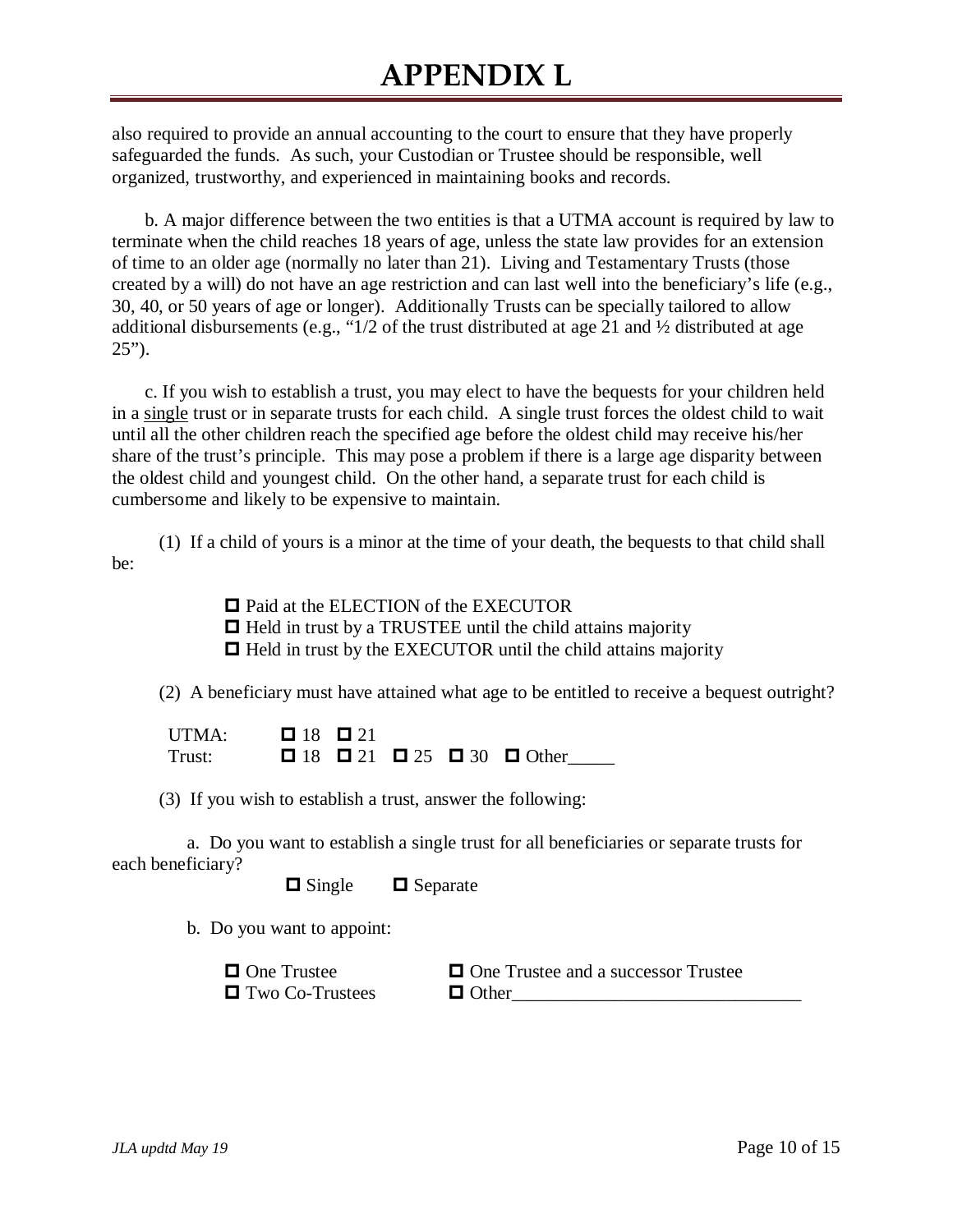# APPENDIX L

also required to provide an annual accounting to the court to ensure that they have properly safeguarded the funds. As such, your Custodian or Trustee should be responsible, well organized, trustworthy, and experienced in maintaining books and records.

b. A major difference between the two entities is that a UTMA account is required by law to terminate when the child reaches 18 years of age, unless the state law provides for an extension of time to an older age (normally no later than 21). Living and Testamentary Trusts (those created by a will) do not have an age restriction and can last well into the beneficiary's life (e.g., 30, 40, or 50 years of age or longer). Additionally Trusts can be specially tailored to allow additional disbursements (e.g., "1/2 of the trust distributed at age 21 and ½ distributed at age 25").

c. If you wish to establish a trust, you may elect to have the bequests for your children held in a <u>single</u> trust or in separate trusts for each child. A single trust forces the oldest child to wait until all the other children reach the specified age before the oldest child may receive his/her share of the trust's principle. This may pose a problem if there is a large age disparity between the oldest child and youngest child. On the other hand, a separate trust for each child is cumbersome and likely to be expensive to maintain.

(1) If a child of yours is a minor at the time of your death, the bequests to that child shall be:

- ☐ Paid at the ELECTION of the EXECUTOR
- ☐ Held in trust by a TRUSTEE until the child attains majority
- ☐ Held in trust by the EXECUTOR until the child attains majority

(2) A beneficiary must have attained what age to be entitled to receive a bequest outright?

UTMA: ☐ 18 ☐ 21
Trust: ☐ 18 ☐ 21 ☐ 25 ☐ 30 ☐ Other_____

(3) If you wish to establish a trust, answer the following:

a. Do you want to establish a single trust for all beneficiaries or separate trusts for each beneficiary?

☐ Single ☐ Separate

b. Do you want to appoint:

☐ One Trustee ☐ One Trustee and a successor Trustee
☐ Two Co-Trustees ☐ Other_______________________________

*JLA updtd May 19*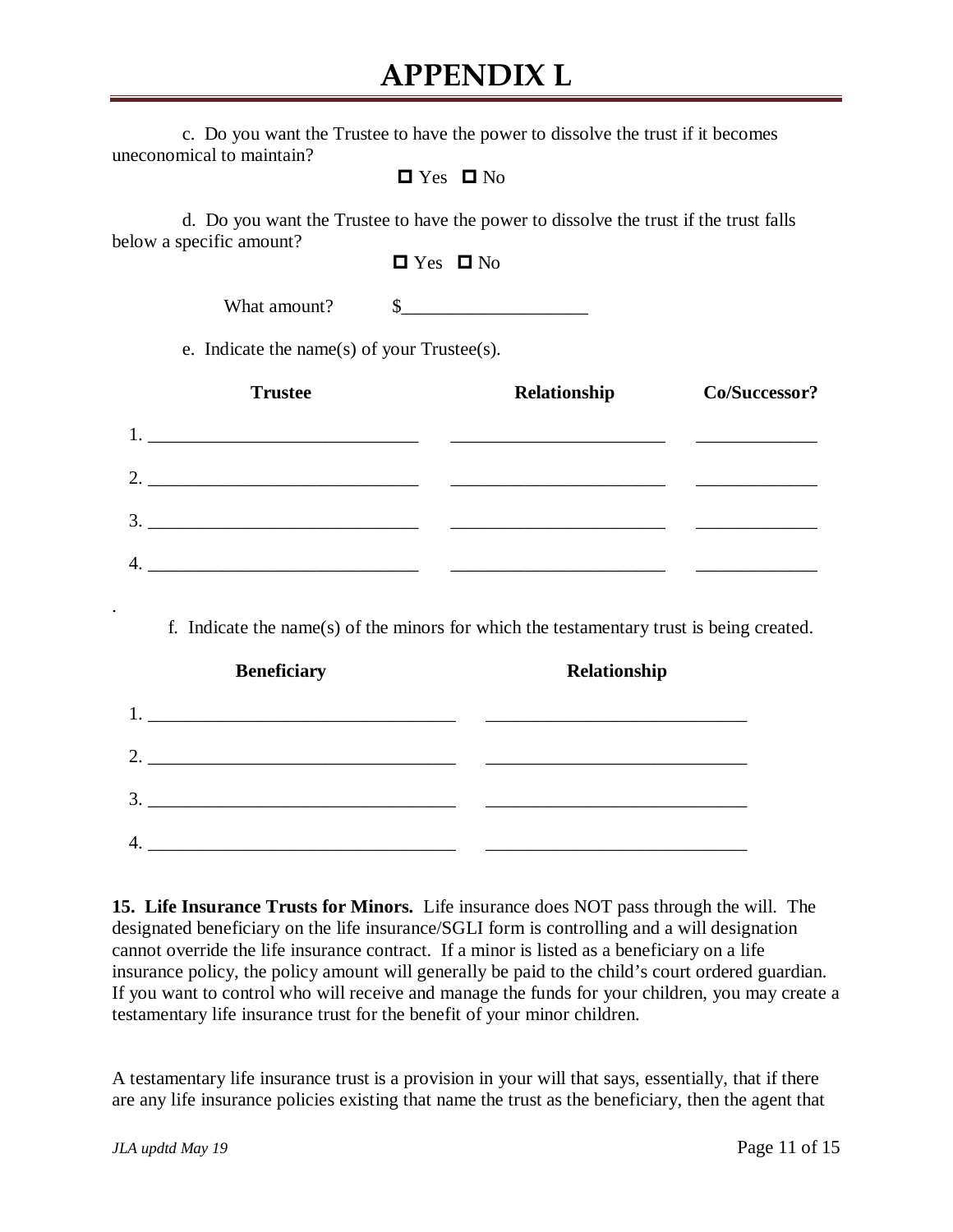# APPENDIX L

c. Do you want the Trustee to have the power to dissolve the trust if it becomes uneconomical to maintain?

☐ Yes ☐ No

d. Do you want the Trustee to have the power to dissolve the trust if the trust falls below a specific amount?

☐ Yes ☐ No

What amount? $____________________

e. Indicate the name(s) of your Trustee(s).

| | Trustee | Relationship | Co/Successor? |
|---|---|---|---|
| 1. | | | |
| 2. | | | |
| 3. | | | |
| 4. | | | |

.

f. Indicate the name(s) of the minors for which the testamentary trust is being created.

| | Beneficiary | Relationship |
|---|---|---|
| 1. | | |
| 2. | | |
| 3. | | |
| 4. | | |

**15. Life Insurance Trusts for Minors.** Life insurance does NOT pass through the will. The designated beneficiary on the life insurance/SGLI form is controlling and a will designation cannot override the life insurance contract. If a minor is listed as a beneficiary on a life insurance policy, the policy amount will generally be paid to the child's court ordered guardian. If you want to control who will receive and manage the funds for your children, you may create a testamentary life insurance trust for the benefit of your minor children.

A testamentary life insurance trust is a provision in your will that says, essentially, that if there are any life insurance policies existing that name the trust as the beneficiary, then the agent that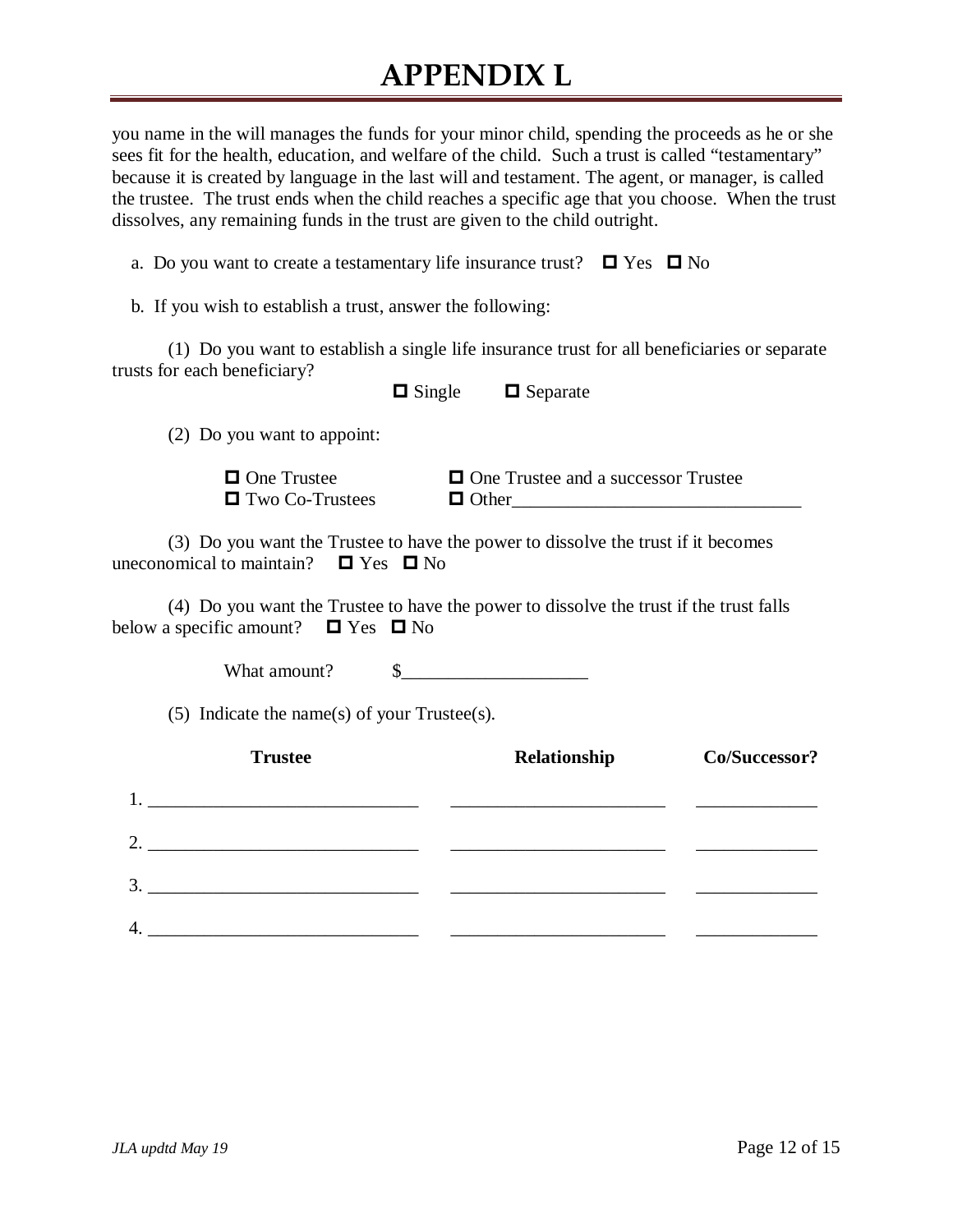# APPENDIX L

you name in the will manages the funds for your minor child, spending the proceeds as he or she sees fit for the health, education, and welfare of the child. Such a trust is called "testamentary" because it is created by language in the last will and testament. The agent, or manager, is called the trustee. The trust ends when the child reaches a specific age that you choose. When the trust dissolves, any remaining funds in the trust are given to the child outright.

a. Do you want to create a testamentary life insurance trust? ☐ Yes ☐ No

b. If you wish to establish a trust, answer the following:

(1) Do you want to establish a single life insurance trust for all beneficiaries or separate trusts for each beneficiary?

☐ Single ☐ Separate

(2) Do you want to appoint:

☐ One Trustee ☐ One Trustee and a successor Trustee
☐ Two Co-Trustees ☐ Other_______________________________

(3) Do you want the Trustee to have the power to dissolve the trust if it becomes uneconomical to maintain? ☐ Yes ☐ No

(4) Do you want the Trustee to have the power to dissolve the trust if the trust falls below a specific amount? ☐ Yes ☐ No

What amount? $____________________

(5) Indicate the name(s) of your Trustee(s).

| Trustee | Relationship | Co/Successor? |
|---|---|---|
| 1. _____________________________ | _______________________ | _____________ |
| 2. _____________________________ | _______________________ | _____________ |
| 3. _____________________________ | _______________________ | _____________ |
| 4. _____________________________ | _______________________ | _____________ |

*JLA updtd May 19*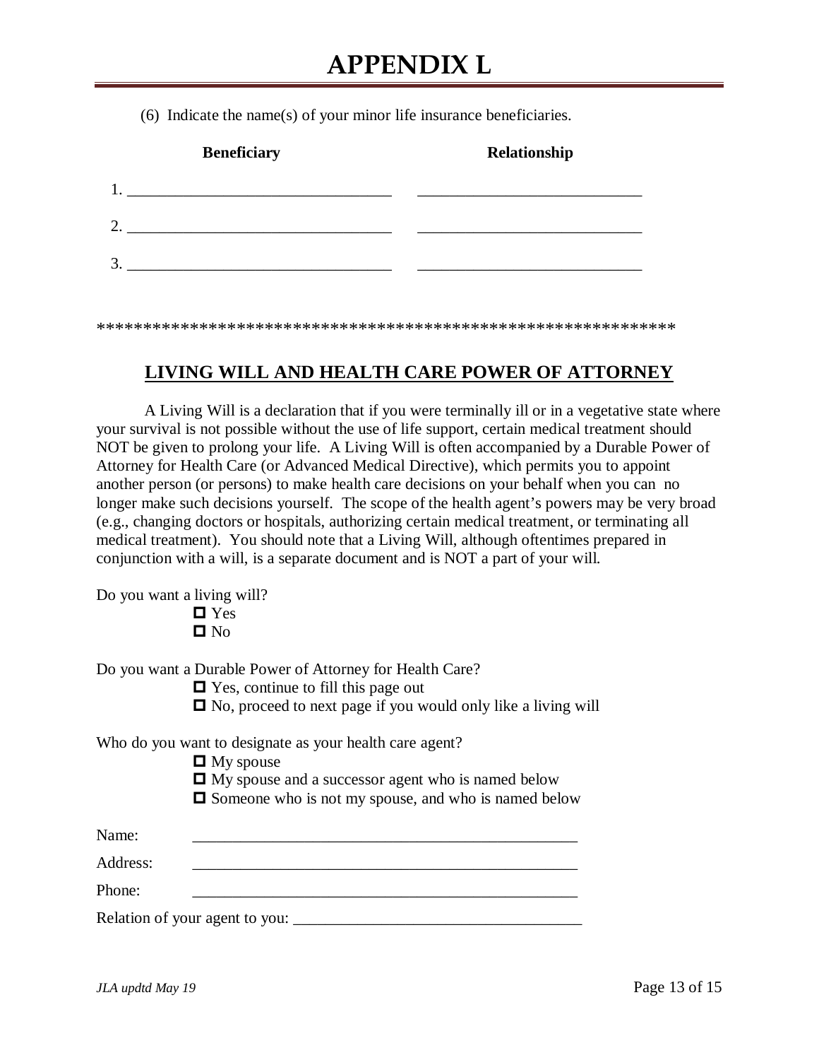# APPENDIX L

(6) Indicate the name(s) of your minor life insurance beneficiaries.

| | Beneficiary | Relationship |
|---|---|---|
| 1. | _________________________________ | ____________________________ |
| 2. | _________________________________ | ____________________________ |
| 3. | _________________________________ | ____________________________ |

************************************************************

## LIVING WILL AND HEALTH CARE POWER OF ATTORNEY

A Living Will is a declaration that if you were terminally ill or in a vegetative state where your survival is not possible without the use of life support, certain medical treatment should NOT be given to prolong your life. A Living Will is often accompanied by a Durable Power of Attorney for Health Care (or Advanced Medical Directive), which permits you to appoint another person (or persons) to make health care decisions on your behalf when you can no longer make such decisions yourself. The scope of the health agent's powers may be very broad (e.g., changing doctors or hospitals, authorizing certain medical treatment, or terminating all medical treatment). You should note that a Living Will, although oftentimes prepared in conjunction with a will, is a separate document and is NOT a part of your will.

Do you want a living will?

- ☐ Yes
- ☐ No

Do you want a Durable Power of Attorney for Health Care?

- ☐ Yes, continue to fill this page out
- ☐ No, proceed to next page if you would only like a living will

Who do you want to designate as your health care agent?

- ☐ My spouse
- ☐ My spouse and a successor agent who is named below
- ☐ Someone who is not my spouse, and who is named below

Name: _________________________________________________

Address: _________________________________________________

Phone: _________________________________________________

Relation of your agent to you: ____________________________________

*JLA updtd May 19*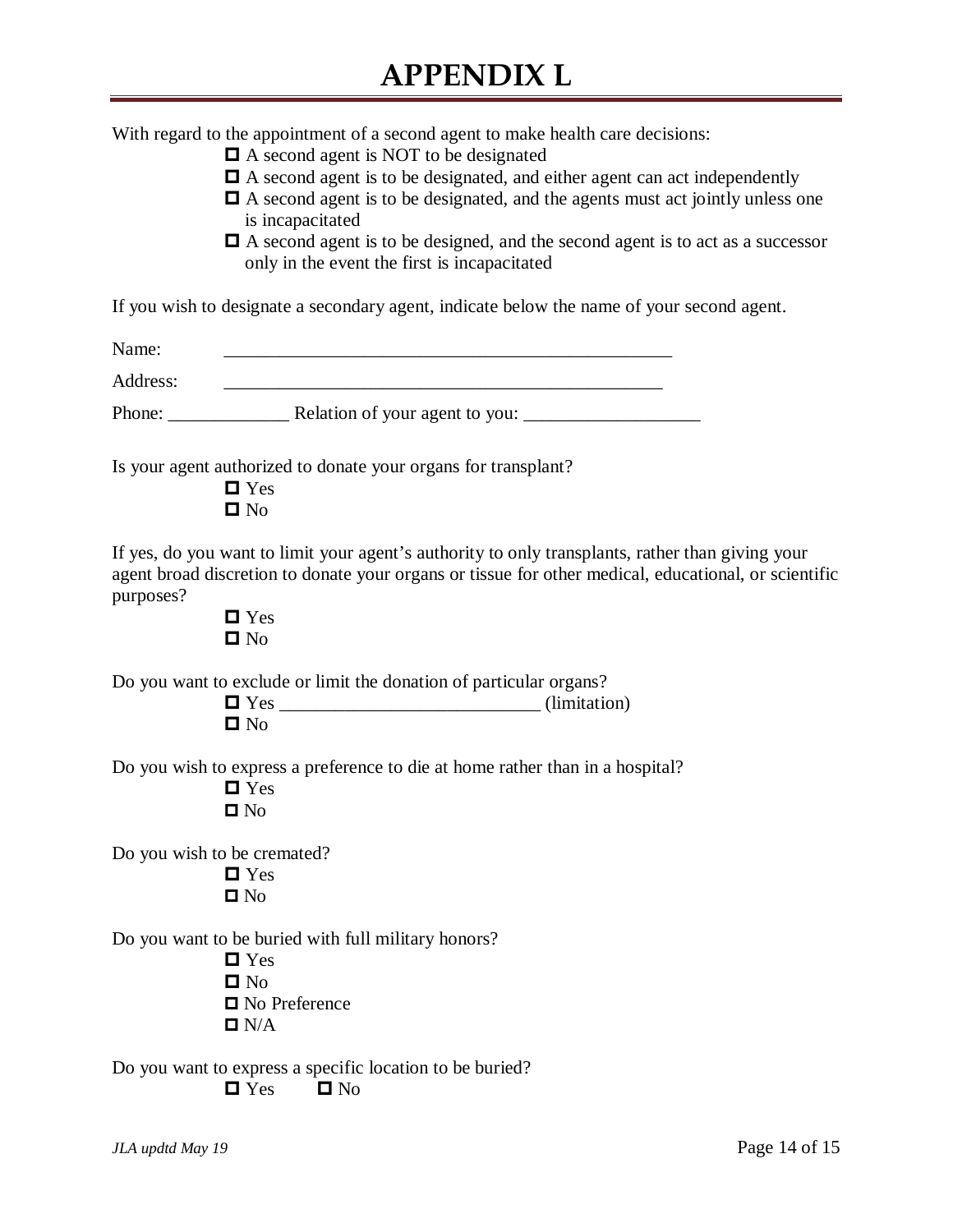# APPENDIX L

With regard to the appointment of a second agent to make health care decisions:

- ☐ A second agent is NOT to be designated
- ☐ A second agent is to be designated, and either agent can act independently
- ☐ A second agent is to be designated, and the agents must act jointly unless one is incapacitated
- ☐ A second agent is to be designed, and the second agent is to act as a successor only in the event the first is incapacitated

If you wish to designate a secondary agent, indicate below the name of your second agent.

Name: ______________________________________________

Address: ______________________________________________

Phone: _____________ Relation of your agent to you: ___________________

Is your agent authorized to donate your organs for transplant?

- ☐ Yes
- ☐ No

If yes, do you want to limit your agent's authority to only transplants, rather than giving your agent broad discretion to donate your organs or tissue for other medical, educational, or scientific purposes?

- ☐ Yes
- ☐ No

Do you want to exclude or limit the donation of particular organs?

- ☐ Yes ___________________________ (limitation)
- ☐ No

Do you wish to express a preference to die at home rather than in a hospital?

- ☐ Yes
- ☐ No

Do you wish to be cremated?

- ☐ Yes
- ☐ No

Do you want to be buried with full military honors?

- ☐ Yes
- ☐ No
- ☐ No Preference
- ☐ N/A

Do you want to express a specific location to be buried?

☐ Yes ☐ No

*JLA updtd May 19*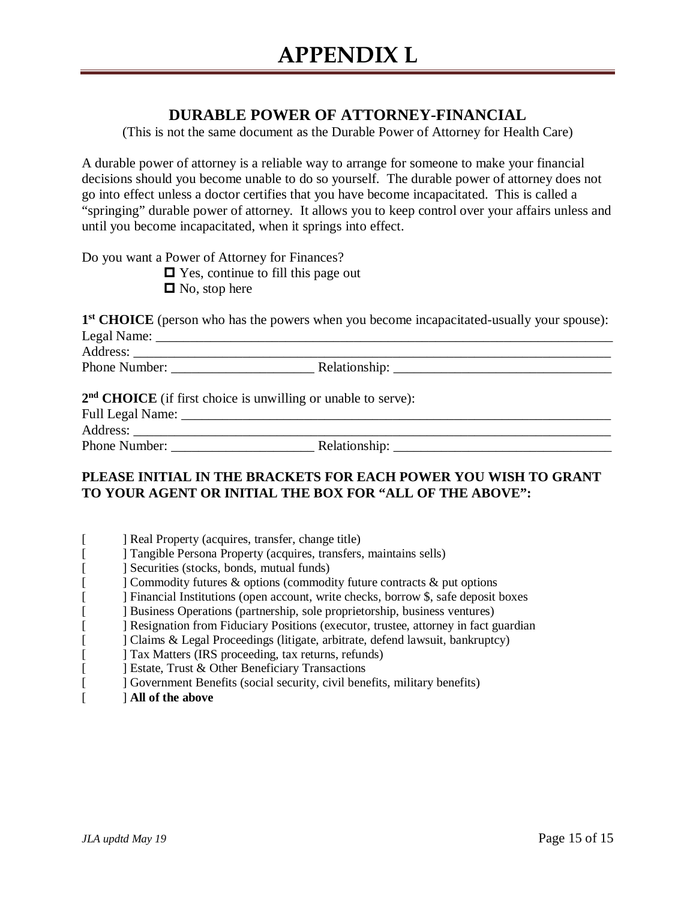# APPENDIX L

## DURABLE POWER OF ATTORNEY-FINANCIAL

(This is not the same document as the Durable Power of Attorney for Health Care)

A durable power of attorney is a reliable way to arrange for someone to make your financial decisions should you become unable to do so yourself. The durable power of attorney does not go into effect unless a doctor certifies that you have become incapacitated. This is called a "springing" durable power of attorney. It allows you to keep control over your affairs unless and until you become incapacitated, when it springs into effect.

Do you want a Power of Attorney for Finances?

- ☐ Yes, continue to fill this page out
- ☐ No, stop here

**1st CHOICE** (person who has the powers when you become incapacitated-usually your spouse):

Legal Name: ___________________________________________________________________

Address: ______________________________________________________________________

Phone Number: _____________________ Relationship: _______________________________

**2nd CHOICE** (if first choice is unwilling or unable to serve):

Full Legal Name: _______________________________________________________________

Address: ______________________________________________________________________

Phone Number: _____________________ Relationship: _______________________________

**PLEASE INITIAL IN THE BRACKETS FOR EACH POWER YOU WISH TO GRANT TO YOUR AGENT OR INITIAL THE BOX FOR "ALL OF THE ABOVE":**

[ ] Real Property (acquires, transfer, change title)
[ ] Tangible Persona Property (acquires, transfers, maintains sells)
[ ] Securities (stocks, bonds, mutual funds)
[ ] Commodity futures & options (commodity future contracts & put options
[ ] Financial Institutions (open account, write checks, borrow $, safe deposit boxes
[ ] Business Operations (partnership, sole proprietorship, business ventures)
[ ] Resignation from Fiduciary Positions (executor, trustee, attorney in fact guardian
[ ] Claims & Legal Proceedings (litigate, arbitrate, defend lawsuit, bankruptcy)
[ ] Tax Matters (IRS proceeding, tax returns, refunds)
[ ] Estate, Trust & Other Beneficiary Transactions
[ ] Government Benefits (social security, civil benefits, military benefits)
[ ] **All of the above**

*JLA updtd May 19*